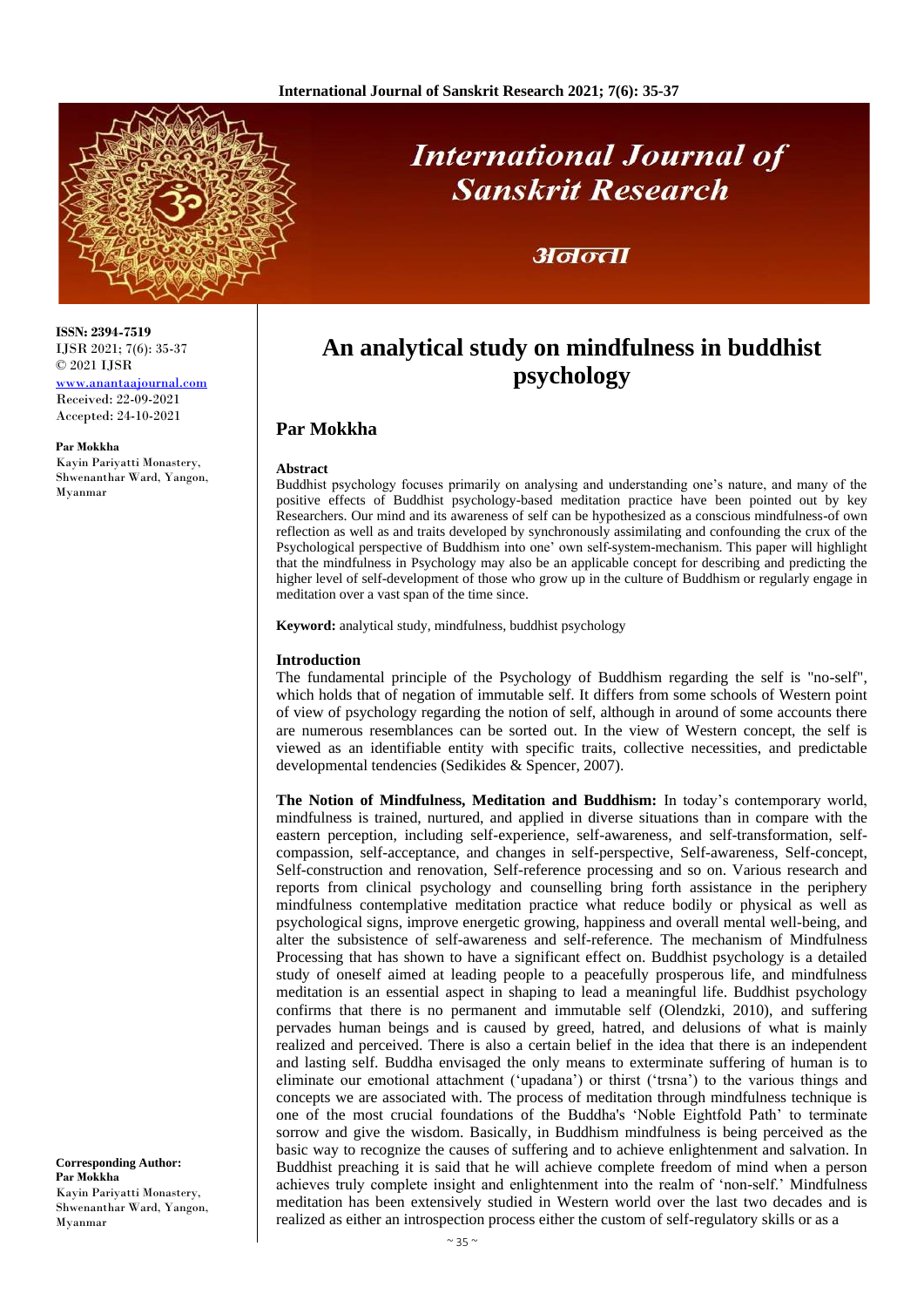ISSN: 2394-7519
IJSR 2021; 7(6): 35-37
© 2021 IJSR
www.anantaajournal.com
Received: 22-09-2021
Accepted: 24-10-2021

**Par Mokkha**
Kayin Pariyatti Monastery, Shwenanthar Ward, Yangon, Myanmar

**Corresponding Author:**
**Par Mokkha**
Kayin Pariyatti Monastery, Shwenanthar Ward, Yangon, Myanmar

# An analytical study on mindfulness in buddhist psychology

## Par Mokkha

### Abstract

Buddhist psychology focuses primarily on analysing and understanding one's nature, and many of the positive effects of Buddhist psychology-based meditation practice have been pointed out by key Researchers. Our mind and its awareness of self can be hypothesized as a conscious mindfulness-of own reflection as well as and traits developed by synchronously assimilating and confounding the crux of the Psychological perspective of Buddhism into one' own self-system-mechanism. This paper will highlight that the mindfulness in Psychology may also be an applicable concept for describing and predicting the higher level of self-development of those who grow up in the culture of Buddhism or regularly engage in meditation over a vast span of the time since.

**Keyword:** analytical study, mindfulness, buddhist psychology

### Introduction

The fundamental principle of the Psychology of Buddhism regarding the self is "no-self", which holds that of negation of immutable self. It differs from some schools of Western point of view of psychology regarding the notion of self, although in around of some accounts there are numerous resemblances can be sorted out. In the view of Western concept, the self is viewed as an identifiable entity with specific traits, collective necessities, and predictable developmental tendencies (Sedikides & Spencer, 2007).

**The Notion of Mindfulness, Meditation and Buddhism:** In today's contemporary world, mindfulness is trained, nurtured, and applied in diverse situations than in compare with the eastern perception, including self-experience, self-awareness, and self-transformation, self-compassion, self-acceptance, and changes in self-perspective, Self-awareness, Self-concept, Self-construction and renovation, Self-reference processing and so on. Various research and reports from clinical psychology and counselling bring forth assistance in the periphery mindfulness contemplative meditation practice what reduce bodily or physical as well as psychological signs, improve energetic growing, happiness and overall mental well-being, and alter the subsistence of self-awareness and self-reference. The mechanism of Mindfulness Processing that has shown to have a significant effect on. Buddhist psychology is a detailed study of oneself aimed at leading people to a peacefully prosperous life, and mindfulness meditation is an essential aspect in shaping to lead a meaningful life. Buddhist psychology confirms that there is no permanent and immutable self (Olendzki, 2010), and suffering pervades human beings and is caused by greed, hatred, and delusions of what is mainly realized and perceived. There is also a certain belief in the idea that there is an independent and lasting self. Buddha envisaged the only means to exterminate suffering of human is to eliminate our emotional attachment ('upadana') or thirst ('trsna') to the various things and concepts we are associated with. The process of meditation through mindfulness technique is one of the most crucial foundations of the Buddha's 'Noble Eightfold Path' to terminate sorrow and give the wisdom. Basically, in Buddhism mindfulness is being perceived as the basic way to recognize the causes of suffering and to achieve enlightenment and salvation. In Buddhist preaching it is said that he will achieve complete freedom of mind when a person achieves truly complete insight and enlightenment into the realm of 'non-self.' Mindfulness meditation has been extensively studied in Western world over the last two decades and is realized as either an introspection process either the custom of self-regulatory skills or as a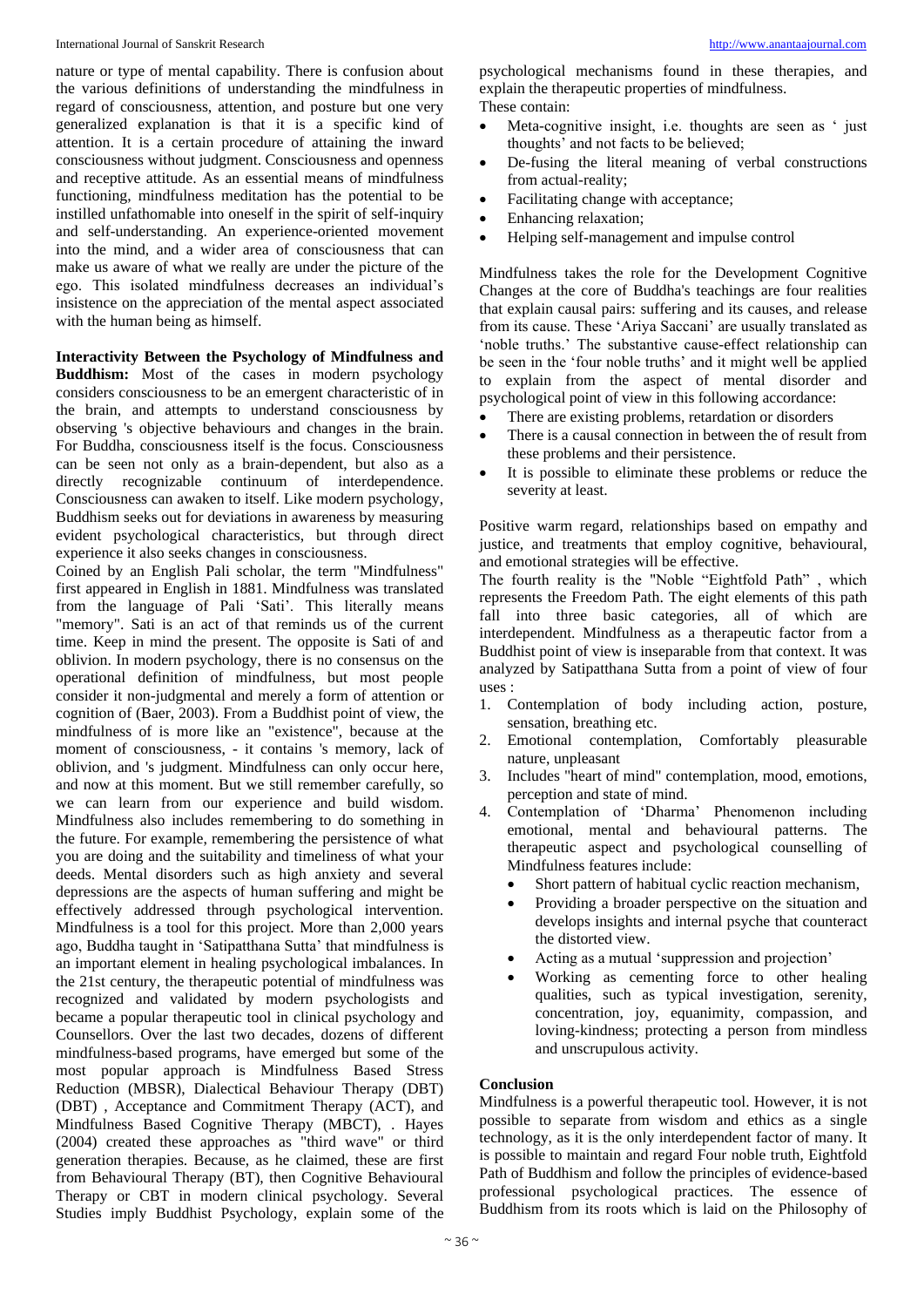nature or type of mental capability. There is confusion about the various definitions of understanding the mindfulness in regard of consciousness, attention, and posture but one very generalized explanation is that it is a specific kind of attention. It is a certain procedure of attaining the inward consciousness without judgment. Consciousness and openness and receptive attitude. As an essential means of mindfulness functioning, mindfulness meditation has the potential to be instilled unfathomable into oneself in the spirit of self-inquiry and self-understanding. An experience-oriented movement into the mind, and a wider area of consciousness that can make us aware of what we really are under the picture of the ego. This isolated mindfulness decreases an individual's insistence on the appreciation of the mental aspect associated with the human being as himself.

**Interactivity Between the Psychology of Mindfulness and Buddhism:** Most of the cases in modern psychology considers consciousness to be an emergent characteristic of in the brain, and attempts to understand consciousness by observing 's objective behaviours and changes in the brain. For Buddha, consciousness itself is the focus. Consciousness can be seen not only as a brain-dependent, but also as a directly recognizable continuum of interdependence. Consciousness can awaken to itself. Like modern psychology, Buddhism seeks out for deviations in awareness by measuring evident psychological characteristics, but through direct experience it also seeks changes in consciousness.

Coined by an English Pali scholar, the term "Mindfulness" first appeared in English in 1881. Mindfulness was translated from the language of Pali 'Sati'. This literally means "memory". Sati is an act of that reminds us of the current time. Keep in mind the present. The opposite is Sati of and oblivion. In modern psychology, there is no consensus on the operational definition of mindfulness, but most people consider it non-judgmental and merely a form of attention or cognition of (Baer, 2003). From a Buddhist point of view, the mindfulness of is more like an "existence", because at the moment of consciousness, - it contains 's memory, lack of oblivion, and 's judgment. Mindfulness can only occur here, and now at this moment. But we still remember carefully, so we can learn from our experience and build wisdom. Mindfulness also includes remembering to do something in the future. For example, remembering the persistence of what you are doing and the suitability and timeliness of what your deeds. Mental disorders such as high anxiety and several depressions are the aspects of human suffering and might be effectively addressed through psychological intervention. Mindfulness is a tool for this project. More than 2,000 years ago, Buddha taught in 'Satipatthana Sutta' that mindfulness is an important element in healing psychological imbalances. In the 21st century, the therapeutic potential of mindfulness was recognized and validated by modern psychologists and became a popular therapeutic tool in clinical psychology and Counsellors. Over the last two decades, dozens of different mindfulness-based programs, have emerged but some of the most popular approach is Mindfulness Based Stress Reduction (MBSR), Dialectical Behaviour Therapy (DBT) (DBT) , Acceptance and Commitment Therapy (ACT), and Mindfulness Based Cognitive Therapy (MBCT), . Hayes (2004) created these approaches as "third wave" or third generation therapies. Because, as he claimed, these are first from Behavioural Therapy (BT), then Cognitive Behavioural Therapy or CBT in modern clinical psychology. Several Studies imply Buddhist Psychology, explain some of the psychological mechanisms found in these therapies, and explain the therapeutic properties of mindfulness.

These contain:

- Meta-cognitive insight, i.e. thoughts are seen as ' just thoughts' and not facts to be believed;
- De-fusing the literal meaning of verbal constructions from actual-reality;
- Facilitating change with acceptance;
- Enhancing relaxation;
- Helping self-management and impulse control

Mindfulness takes the role for the Development Cognitive Changes at the core of Buddha's teachings are four realities that explain causal pairs: suffering and its causes, and release from its cause. These 'Ariya Saccani' are usually translated as 'noble truths.' The substantive cause-effect relationship can be seen in the 'four noble truths' and it might well be applied to explain from the aspect of mental disorder and psychological point of view in this following accordance:

- There are existing problems, retardation or disorders
- There is a causal connection in between the of result from these problems and their persistence.
- It is possible to eliminate these problems or reduce the severity at least.

Positive warm regard, relationships based on empathy and justice, and treatments that employ cognitive, behavioural, and emotional strategies will be effective.

The fourth reality is the "Noble "Eightfold Path" , which represents the Freedom Path. The eight elements of this path fall into three basic categories, all of which are interdependent. Mindfulness as a therapeutic factor from a Buddhist point of view is inseparable from that context. It was analyzed by Satipatthana Sutta from a point of view of four uses :

1. Contemplation of body including action, posture, sensation, breathing etc.
2. Emotional contemplation, Comfortably pleasurable nature, unpleasant
3. Includes "heart of mind" contemplation, mood, emotions, perception and state of mind.
4. Contemplation of 'Dharma' Phenomenon including emotional, mental and behavioural patterns. The therapeutic aspect and psychological counselling of Mindfulness features include:
   - Short pattern of habitual cyclic reaction mechanism,
   - Providing a broader perspective on the situation and develops insights and internal psyche that counteract the distorted view.
   - Acting as a mutual 'suppression and projection'
   - Working as cementing force to other healing qualities, such as typical investigation, serenity, concentration, joy, equanimity, compassion, and loving-kindness; protecting a person from mindless and unscrupulous activity.

## Conclusion

Mindfulness is a powerful therapeutic tool. However, it is not possible to separate from wisdom and ethics as a single technology, as it is the only interdependent factor of many. It is possible to maintain and regard Four noble truth, Eightfold Path of Buddhism and follow the principles of evidence-based professional psychological practices. The essence of Buddhism from its roots which is laid on the Philosophy of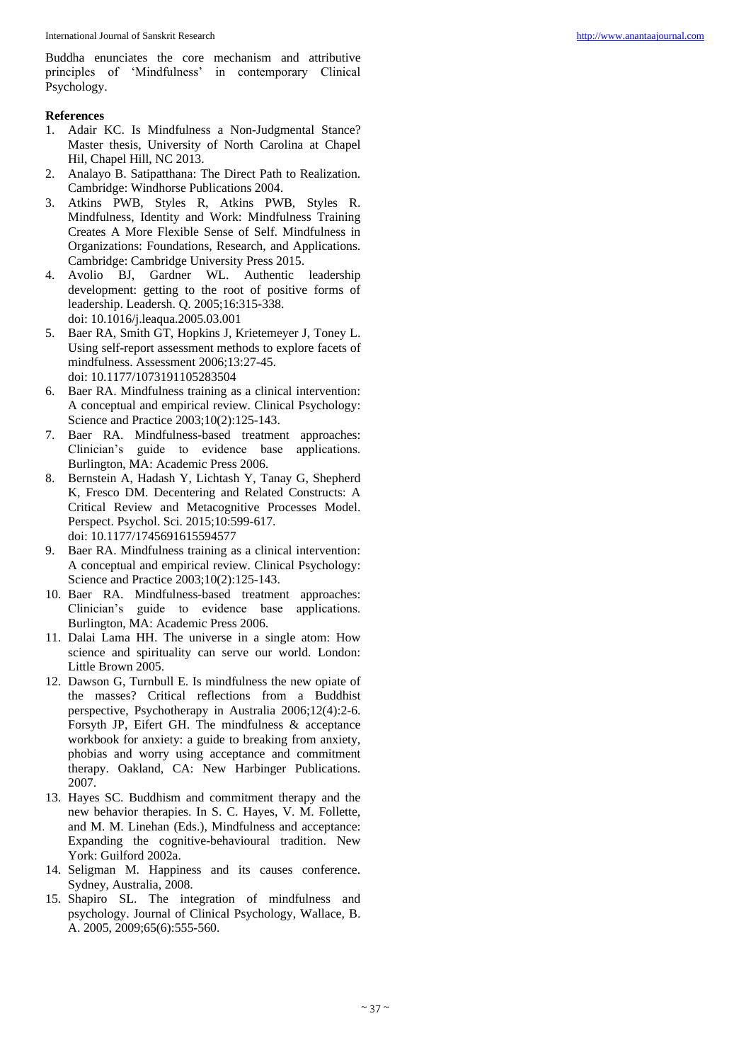Buddha enunciates the core mechanism and attributive principles of 'Mindfulness' in contemporary Clinical Psychology.

## References

1. Adair KC. Is Mindfulness a Non-Judgmental Stance? Master thesis, University of North Carolina at Chapel Hil, Chapel Hill, NC 2013.
2. Analayo B. Satipatthana: The Direct Path to Realization. Cambridge: Windhorse Publications 2004.
3. Atkins PWB, Styles R, Atkins PWB, Styles R. Mindfulness, Identity and Work: Mindfulness Training Creates A More Flexible Sense of Self. Mindfulness in Organizations: Foundations, Research, and Applications. Cambridge: Cambridge University Press 2015.
4. Avolio BJ, Gardner WL. Authentic leadership development: getting to the root of positive forms of leadership. Leadersh. Q. 2005;16:315-338. doi: 10.1016/j.leaqua.2005.03.001
5. Baer RA, Smith GT, Hopkins J, Krietemeyer J, Toney L. Using self-report assessment methods to explore facets of mindfulness. Assessment 2006;13:27-45. doi: 10.1177/1073191105283504
6. Baer RA. Mindfulness training as a clinical intervention: A conceptual and empirical review. Clinical Psychology: Science and Practice 2003;10(2):125-143.
7. Baer RA. Mindfulness-based treatment approaches: Clinician's guide to evidence base applications. Burlington, MA: Academic Press 2006.
8. Bernstein A, Hadash Y, Lichtash Y, Tanay G, Shepherd K, Fresco DM. Decentering and Related Constructs: A Critical Review and Metacognitive Processes Model. Perspect. Psychol. Sci. 2015;10:599-617. doi: 10.1177/1745691615594577
9. Baer RA. Mindfulness training as a clinical intervention: A conceptual and empirical review. Clinical Psychology: Science and Practice 2003;10(2):125-143.
10. Baer RA. Mindfulness-based treatment approaches: Clinician's guide to evidence base applications. Burlington, MA: Academic Press 2006.
11. Dalai Lama HH. The universe in a single atom: How science and spirituality can serve our world. London: Little Brown 2005.
12. Dawson G, Turnbull E. Is mindfulness the new opiate of the masses? Critical reflections from a Buddhist perspective, Psychotherapy in Australia 2006;12(4):2-6. Forsyth JP, Eifert GH. The mindfulness & acceptance workbook for anxiety: a guide to breaking from anxiety, phobias and worry using acceptance and commitment therapy. Oakland, CA: New Harbinger Publications. 2007.
13. Hayes SC. Buddhism and commitment therapy and the new behavior therapies. In S. C. Hayes, V. M. Follette, and M. M. Linehan (Eds.), Mindfulness and acceptance: Expanding the cognitive-behavioural tradition. New York: Guilford 2002a.
14. Seligman M. Happiness and its causes conference. Sydney, Australia, 2008.
15. Shapiro SL. The integration of mindfulness and psychology. Journal of Clinical Psychology, Wallace, B. A. 2005, 2009;65(6):555-560.